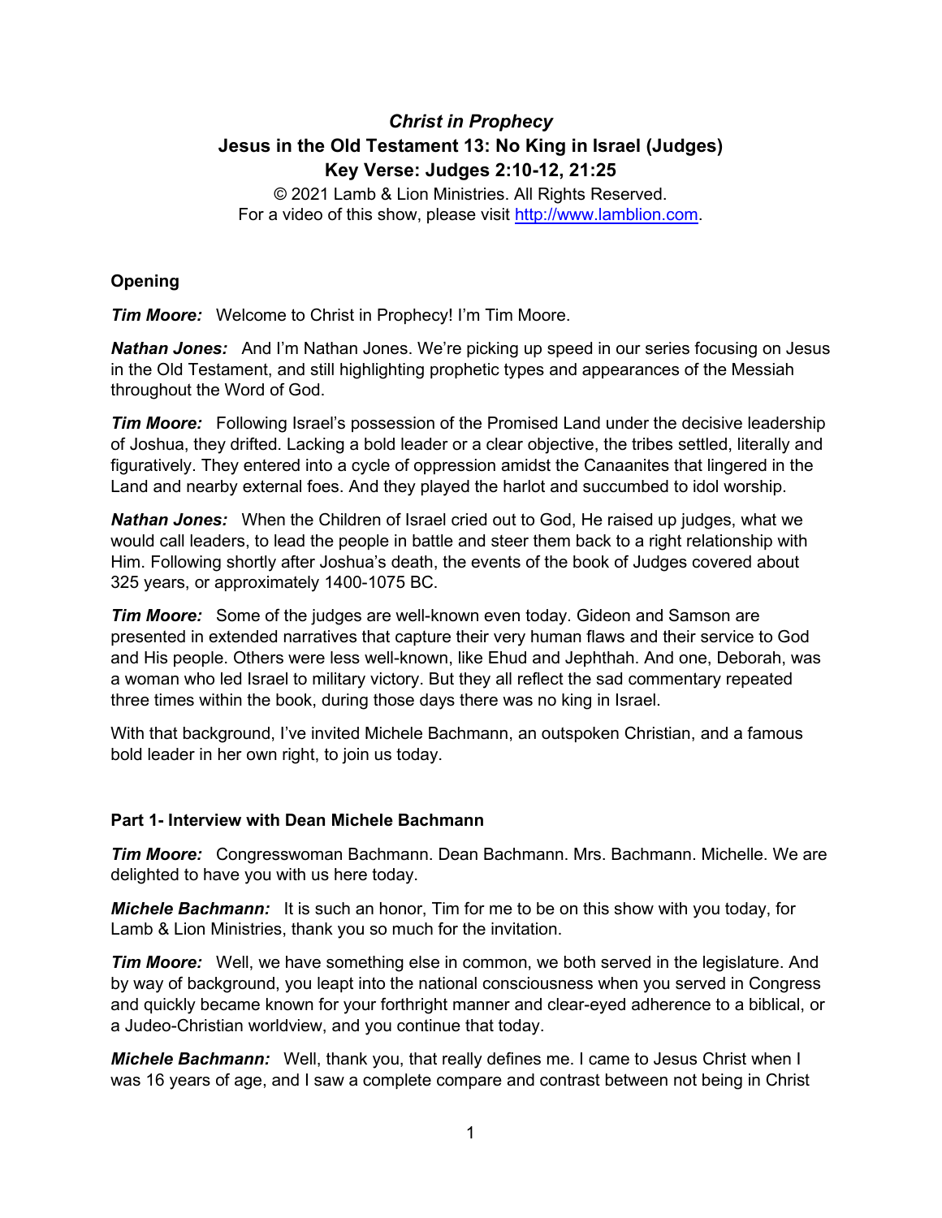# *Christ in Prophecy*

## Jesus in the Old Testament 13: No King in Israel (Judges)

## Key Verse: Judges 2:10-12, 21:25

© 2021 Lamb & Lion Ministries. All Rights Reserved.
For a video of this show, please visit http://www.lamblion.com.

### Opening

***Tim Moore:*** Welcome to Christ in Prophecy! I'm Tim Moore.

***Nathan Jones:*** And I'm Nathan Jones. We're picking up speed in our series focusing on Jesus in the Old Testament, and still highlighting prophetic types and appearances of the Messiah throughout the Word of God.

***Tim Moore:*** Following Israel's possession of the Promised Land under the decisive leadership of Joshua, they drifted. Lacking a bold leader or a clear objective, the tribes settled, literally and figuratively. They entered into a cycle of oppression amidst the Canaanites that lingered in the Land and nearby external foes. And they played the harlot and succumbed to idol worship.

***Nathan Jones:*** When the Children of Israel cried out to God, He raised up judges, what we would call leaders, to lead the people in battle and steer them back to a right relationship with Him. Following shortly after Joshua's death, the events of the book of Judges covered about 325 years, or approximately 1400-1075 BC.

***Tim Moore:*** Some of the judges are well-known even today. Gideon and Samson are presented in extended narratives that capture their very human flaws and their service to God and His people. Others were less well-known, like Ehud and Jephthah. And one, Deborah, was a woman who led Israel to military victory. But they all reflect the sad commentary repeated three times within the book, during those days there was no king in Israel.

With that background, I've invited Michele Bachmann, an outspoken Christian, and a famous bold leader in her own right, to join us today.

### Part 1- Interview with Dean Michele Bachmann

***Tim Moore:*** Congresswoman Bachmann. Dean Bachmann. Mrs. Bachmann. Michelle. We are delighted to have you with us here today.

***Michele Bachmann:*** It is such an honor, Tim for me to be on this show with you today, for Lamb & Lion Ministries, thank you so much for the invitation.

***Tim Moore:*** Well, we have something else in common, we both served in the legislature. And by way of background, you leapt into the national consciousness when you served in Congress and quickly became known for your forthright manner and clear-eyed adherence to a biblical, or a Judeo-Christian worldview, and you continue that today.

***Michele Bachmann:*** Well, thank you, that really defines me. I came to Jesus Christ when I was 16 years of age, and I saw a complete compare and contrast between not being in Christ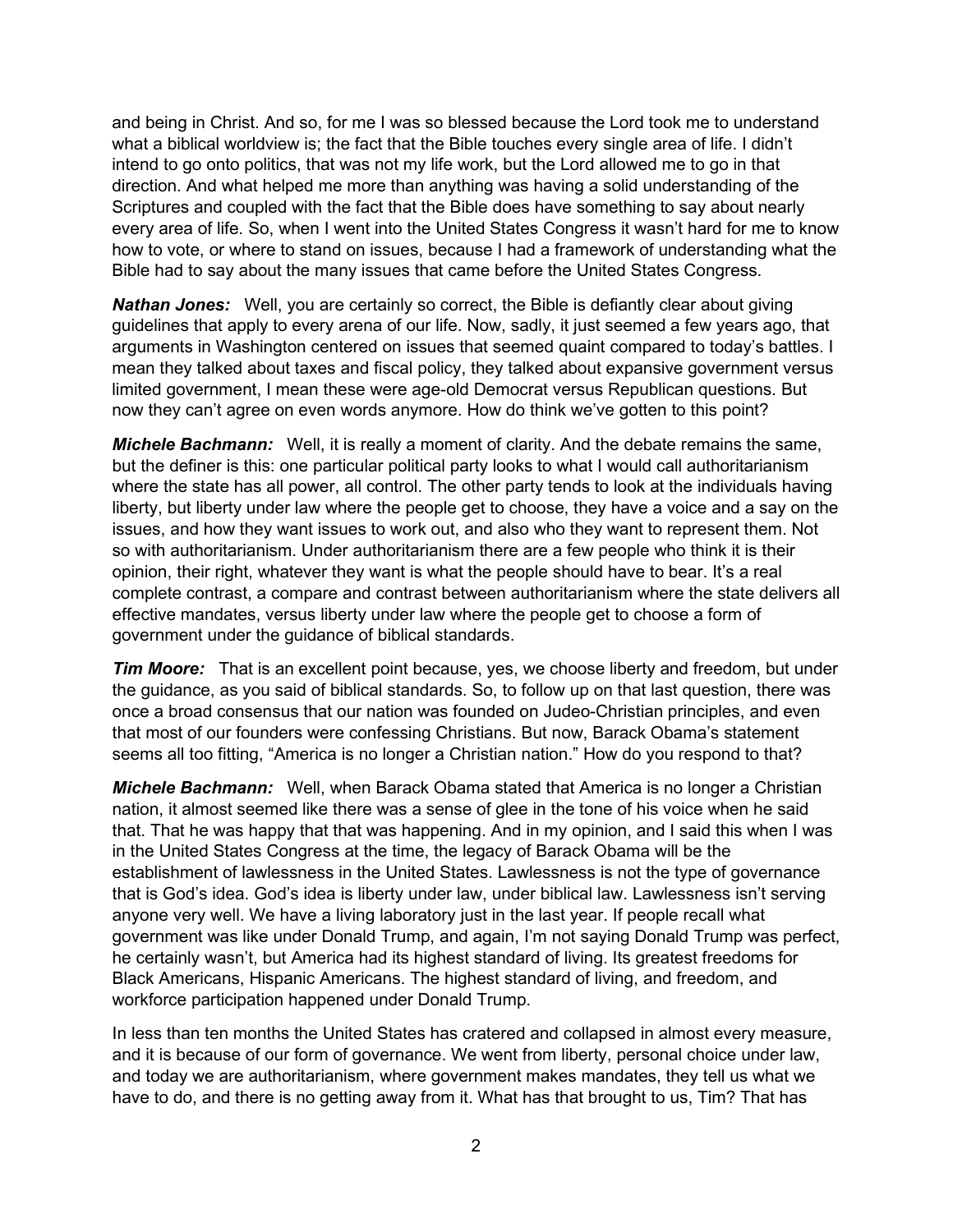and being in Christ. And so, for me I was so blessed because the Lord took me to understand what a biblical worldview is; the fact that the Bible touches every single area of life. I didn't intend to go onto politics, that was not my life work, but the Lord allowed me to go in that direction. And what helped me more than anything was having a solid understanding of the Scriptures and coupled with the fact that the Bible does have something to say about nearly every area of life. So, when I went into the United States Congress it wasn't hard for me to know how to vote, or where to stand on issues, because I had a framework of understanding what the Bible had to say about the many issues that came before the United States Congress.

***Nathan Jones:*** Well, you are certainly so correct, the Bible is defiantly clear about giving guidelines that apply to every arena of our life. Now, sadly, it just seemed a few years ago, that arguments in Washington centered on issues that seemed quaint compared to today's battles. I mean they talked about taxes and fiscal policy, they talked about expansive government versus limited government, I mean these were age-old Democrat versus Republican questions. But now they can't agree on even words anymore. How do think we've gotten to this point?

***Michele Bachmann:*** Well, it is really a moment of clarity. And the debate remains the same, but the definer is this: one particular political party looks to what I would call authoritarianism where the state has all power, all control. The other party tends to look at the individuals having liberty, but liberty under law where the people get to choose, they have a voice and a say on the issues, and how they want issues to work out, and also who they want to represent them. Not so with authoritarianism. Under authoritarianism there are a few people who think it is their opinion, their right, whatever they want is what the people should have to bear. It's a real complete contrast, a compare and contrast between authoritarianism where the state delivers all effective mandates, versus liberty under law where the people get to choose a form of government under the guidance of biblical standards.

***Tim Moore:*** That is an excellent point because, yes, we choose liberty and freedom, but under the guidance, as you said of biblical standards. So, to follow up on that last question, there was once a broad consensus that our nation was founded on Judeo-Christian principles, and even that most of our founders were confessing Christians. But now, Barack Obama's statement seems all too fitting, "America is no longer a Christian nation." How do you respond to that?

***Michele Bachmann:*** Well, when Barack Obama stated that America is no longer a Christian nation, it almost seemed like there was a sense of glee in the tone of his voice when he said that. That he was happy that that was happening. And in my opinion, and I said this when I was in the United States Congress at the time, the legacy of Barack Obama will be the establishment of lawlessness in the United States. Lawlessness is not the type of governance that is God's idea. God's idea is liberty under law, under biblical law. Lawlessness isn't serving anyone very well. We have a living laboratory just in the last year. If people recall what government was like under Donald Trump, and again, I'm not saying Donald Trump was perfect, he certainly wasn't, but America had its highest standard of living. Its greatest freedoms for Black Americans, Hispanic Americans. The highest standard of living, and freedom, and workforce participation happened under Donald Trump.

In less than ten months the United States has cratered and collapsed in almost every measure, and it is because of our form of governance. We went from liberty, personal choice under law, and today we are authoritarianism, where government makes mandates, they tell us what we have to do, and there is no getting away from it. What has that brought to us, Tim? That has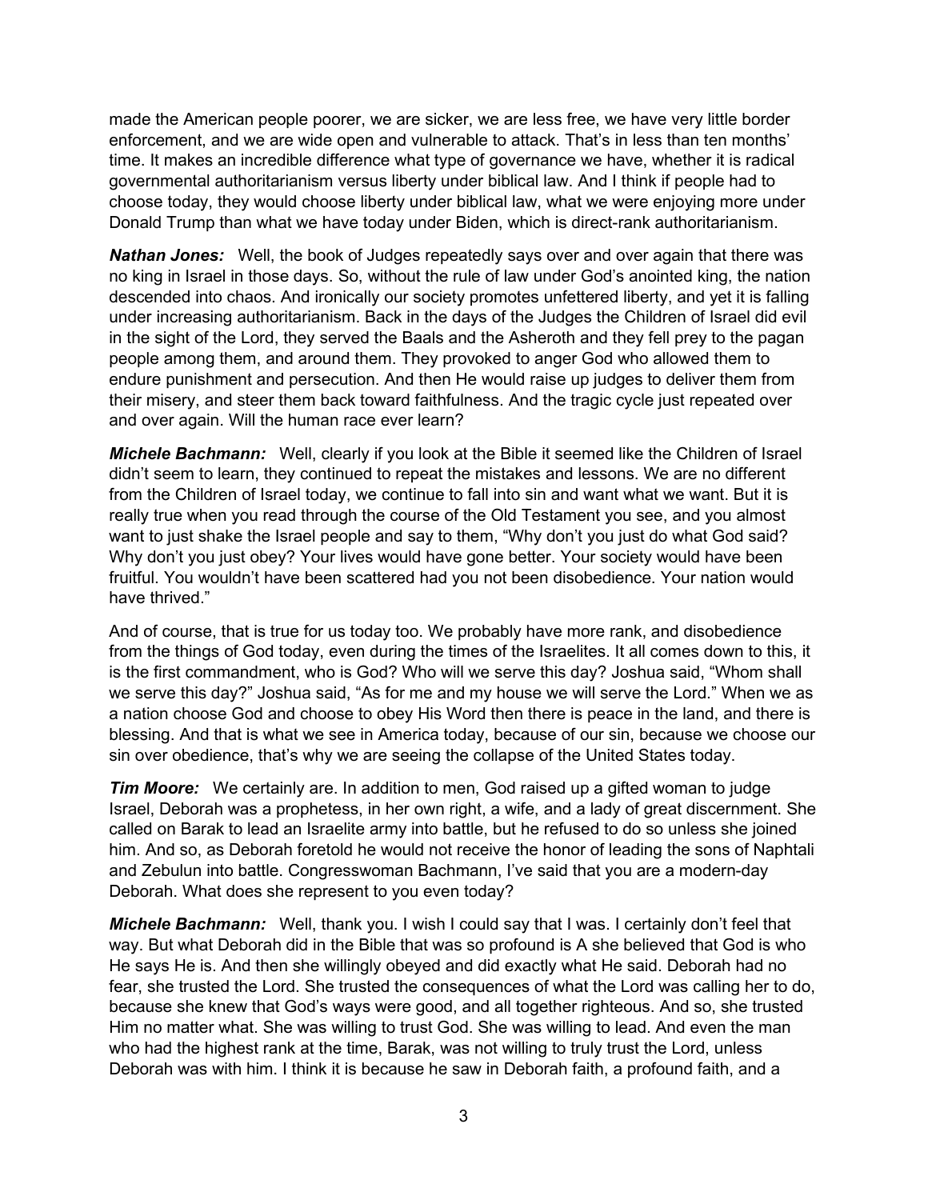made the American people poorer, we are sicker, we are less free, we have very little border enforcement, and we are wide open and vulnerable to attack. That's in less than ten months' time. It makes an incredible difference what type of governance we have, whether it is radical governmental authoritarianism versus liberty under biblical law. And I think if people had to choose today, they would choose liberty under biblical law, what we were enjoying more under Donald Trump than what we have today under Biden, which is direct-rank authoritarianism.

***Nathan Jones:*** Well, the book of Judges repeatedly says over and over again that there was no king in Israel in those days. So, without the rule of law under God's anointed king, the nation descended into chaos. And ironically our society promotes unfettered liberty, and yet it is falling under increasing authoritarianism. Back in the days of the Judges the Children of Israel did evil in the sight of the Lord, they served the Baals and the Asheroth and they fell prey to the pagan people among them, and around them. They provoked to anger God who allowed them to endure punishment and persecution. And then He would raise up judges to deliver them from their misery, and steer them back toward faithfulness. And the tragic cycle just repeated over and over again. Will the human race ever learn?

***Michele Bachmann:*** Well, clearly if you look at the Bible it seemed like the Children of Israel didn't seem to learn, they continued to repeat the mistakes and lessons. We are no different from the Children of Israel today, we continue to fall into sin and want what we want. But it is really true when you read through the course of the Old Testament you see, and you almost want to just shake the Israel people and say to them, "Why don't you just do what God said? Why don't you just obey? Your lives would have gone better. Your society would have been fruitful. You wouldn't have been scattered had you not been disobedience. Your nation would have thrived."

And of course, that is true for us today too. We probably have more rank, and disobedience from the things of God today, even during the times of the Israelites. It all comes down to this, it is the first commandment, who is God? Who will we serve this day? Joshua said, "Whom shall we serve this day?" Joshua said, "As for me and my house we will serve the Lord." When we as a nation choose God and choose to obey His Word then there is peace in the land, and there is blessing. And that is what we see in America today, because of our sin, because we choose our sin over obedience, that's why we are seeing the collapse of the United States today.

***Tim Moore:*** We certainly are. In addition to men, God raised up a gifted woman to judge Israel, Deborah was a prophetess, in her own right, a wife, and a lady of great discernment. She called on Barak to lead an Israelite army into battle, but he refused to do so unless she joined him. And so, as Deborah foretold he would not receive the honor of leading the sons of Naphtali and Zebulun into battle. Congresswoman Bachmann, I've said that you are a modern-day Deborah. What does she represent to you even today?

***Michele Bachmann:*** Well, thank you. I wish I could say that I was. I certainly don't feel that way. But what Deborah did in the Bible that was so profound is A she believed that God is who He says He is. And then she willingly obeyed and did exactly what He said. Deborah had no fear, she trusted the Lord. She trusted the consequences of what the Lord was calling her to do, because she knew that God's ways were good, and all together righteous. And so, she trusted Him no matter what. She was willing to trust God. She was willing to lead. And even the man who had the highest rank at the time, Barak, was not willing to truly trust the Lord, unless Deborah was with him. I think it is because he saw in Deborah faith, a profound faith, and a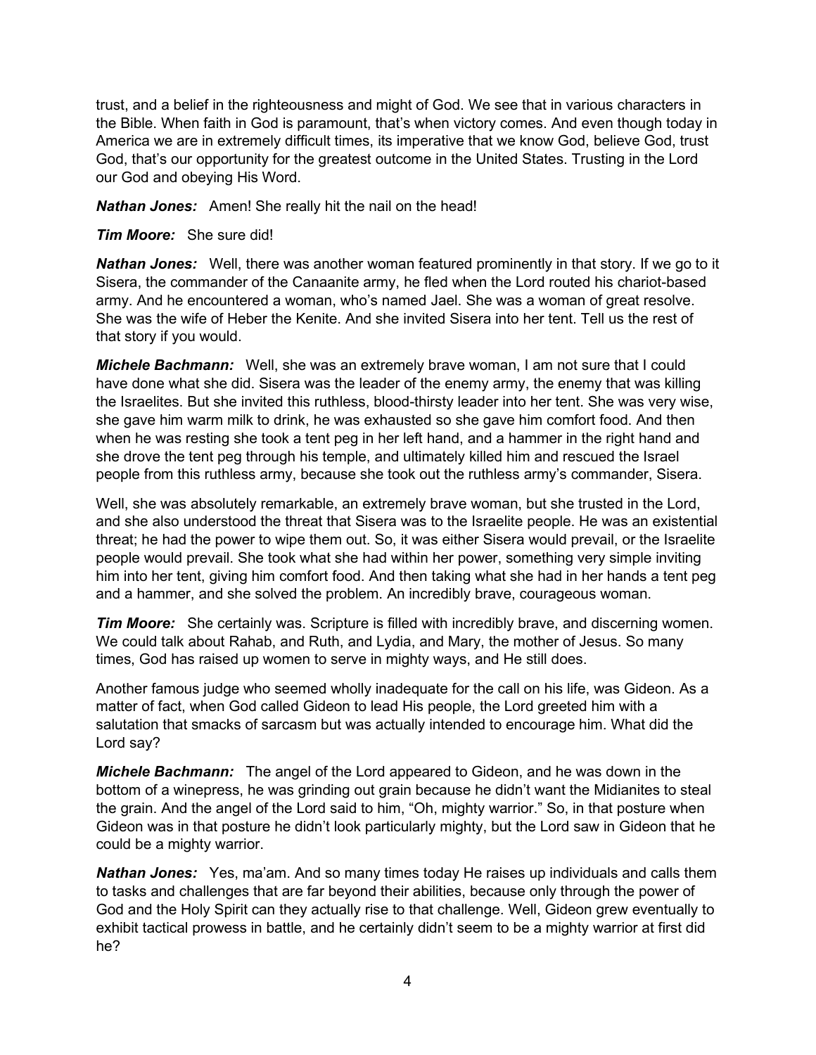trust, and a belief in the righteousness and might of God. We see that in various characters in the Bible. When faith in God is paramount, that's when victory comes. And even though today in America we are in extremely difficult times, its imperative that we know God, believe God, trust God, that's our opportunity for the greatest outcome in the United States. Trusting in the Lord our God and obeying His Word.

***Nathan Jones:*** Amen! She really hit the nail on the head!

***Tim Moore:*** She sure did!

***Nathan Jones:*** Well, there was another woman featured prominently in that story. If we go to it Sisera, the commander of the Canaanite army, he fled when the Lord routed his chariot-based army. And he encountered a woman, who's named Jael. She was a woman of great resolve. She was the wife of Heber the Kenite. And she invited Sisera into her tent. Tell us the rest of that story if you would.

***Michele Bachmann:*** Well, she was an extremely brave woman, I am not sure that I could have done what she did. Sisera was the leader of the enemy army, the enemy that was killing the Israelites. But she invited this ruthless, blood-thirsty leader into her tent. She was very wise, she gave him warm milk to drink, he was exhausted so she gave him comfort food. And then when he was resting she took a tent peg in her left hand, and a hammer in the right hand and she drove the tent peg through his temple, and ultimately killed him and rescued the Israel people from this ruthless army, because she took out the ruthless army's commander, Sisera.

Well, she was absolutely remarkable, an extremely brave woman, but she trusted in the Lord, and she also understood the threat that Sisera was to the Israelite people. He was an existential threat; he had the power to wipe them out. So, it was either Sisera would prevail, or the Israelite people would prevail. She took what she had within her power, something very simple inviting him into her tent, giving him comfort food. And then taking what she had in her hands a tent peg and a hammer, and she solved the problem. An incredibly brave, courageous woman.

***Tim Moore:*** She certainly was. Scripture is filled with incredibly brave, and discerning women. We could talk about Rahab, and Ruth, and Lydia, and Mary, the mother of Jesus. So many times, God has raised up women to serve in mighty ways, and He still does.

Another famous judge who seemed wholly inadequate for the call on his life, was Gideon. As a matter of fact, when God called Gideon to lead His people, the Lord greeted him with a salutation that smacks of sarcasm but was actually intended to encourage him. What did the Lord say?

***Michele Bachmann:*** The angel of the Lord appeared to Gideon, and he was down in the bottom of a winepress, he was grinding out grain because he didn't want the Midianites to steal the grain. And the angel of the Lord said to him, "Oh, mighty warrior." So, in that posture when Gideon was in that posture he didn't look particularly mighty, but the Lord saw in Gideon that he could be a mighty warrior.

***Nathan Jones:*** Yes, ma'am. And so many times today He raises up individuals and calls them to tasks and challenges that are far beyond their abilities, because only through the power of God and the Holy Spirit can they actually rise to that challenge. Well, Gideon grew eventually to exhibit tactical prowess in battle, and he certainly didn't seem to be a mighty warrior at first did he?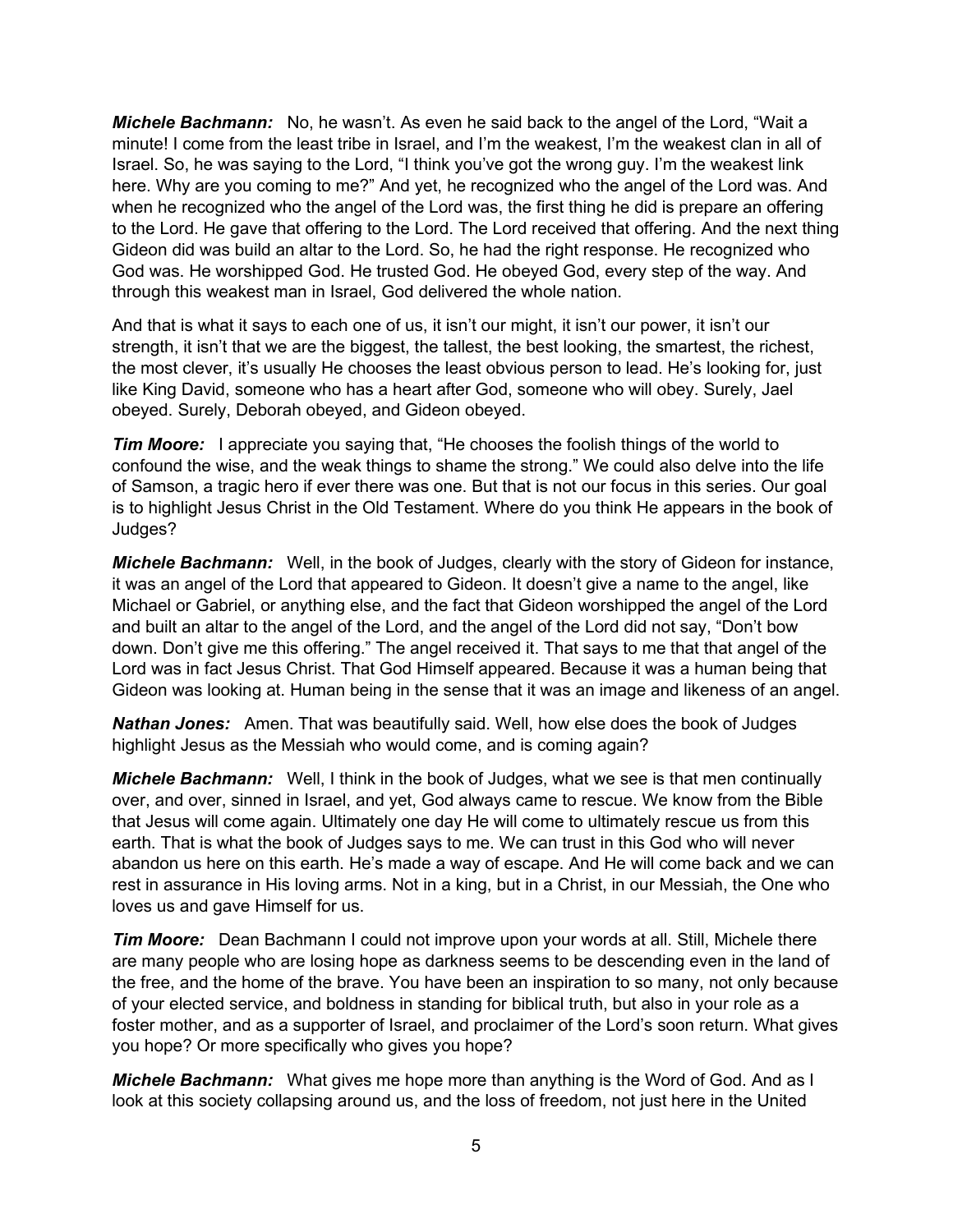***Michele Bachmann:*** No, he wasn't. As even he said back to the angel of the Lord, "Wait a minute! I come from the least tribe in Israel, and I'm the weakest, I'm the weakest clan in all of Israel. So, he was saying to the Lord, "I think you've got the wrong guy. I'm the weakest link here. Why are you coming to me?" And yet, he recognized who the angel of the Lord was. And when he recognized who the angel of the Lord was, the first thing he did is prepare an offering to the Lord. He gave that offering to the Lord. The Lord received that offering. And the next thing Gideon did was build an altar to the Lord. So, he had the right response. He recognized who God was. He worshipped God. He trusted God. He obeyed God, every step of the way. And through this weakest man in Israel, God delivered the whole nation.

And that is what it says to each one of us, it isn't our might, it isn't our power, it isn't our strength, it isn't that we are the biggest, the tallest, the best looking, the smartest, the richest, the most clever, it's usually He chooses the least obvious person to lead. He's looking for, just like King David, someone who has a heart after God, someone who will obey. Surely, Jael obeyed. Surely, Deborah obeyed, and Gideon obeyed.

***Tim Moore:*** I appreciate you saying that, "He chooses the foolish things of the world to confound the wise, and the weak things to shame the strong." We could also delve into the life of Samson, a tragic hero if ever there was one. But that is not our focus in this series. Our goal is to highlight Jesus Christ in the Old Testament. Where do you think He appears in the book of Judges?

***Michele Bachmann:*** Well, in the book of Judges, clearly with the story of Gideon for instance, it was an angel of the Lord that appeared to Gideon. It doesn't give a name to the angel, like Michael or Gabriel, or anything else, and the fact that Gideon worshipped the angel of the Lord and built an altar to the angel of the Lord, and the angel of the Lord did not say, "Don't bow down. Don't give me this offering." The angel received it. That says to me that that angel of the Lord was in fact Jesus Christ. That God Himself appeared. Because it was a human being that Gideon was looking at. Human being in the sense that it was an image and likeness of an angel.

***Nathan Jones:*** Amen. That was beautifully said. Well, how else does the book of Judges highlight Jesus as the Messiah who would come, and is coming again?

***Michele Bachmann:*** Well, I think in the book of Judges, what we see is that men continually over, and over, sinned in Israel, and yet, God always came to rescue. We know from the Bible that Jesus will come again. Ultimately one day He will come to ultimately rescue us from this earth. That is what the book of Judges says to me. We can trust in this God who will never abandon us here on this earth. He's made a way of escape. And He will come back and we can rest in assurance in His loving arms. Not in a king, but in a Christ, in our Messiah, the One who loves us and gave Himself for us.

***Tim Moore:*** Dean Bachmann I could not improve upon your words at all. Still, Michele there are many people who are losing hope as darkness seems to be descending even in the land of the free, and the home of the brave. You have been an inspiration to so many, not only because of your elected service, and boldness in standing for biblical truth, but also in your role as a foster mother, and as a supporter of Israel, and proclaimer of the Lord's soon return. What gives you hope? Or more specifically who gives you hope?

***Michele Bachmann:*** What gives me hope more than anything is the Word of God. And as I look at this society collapsing around us, and the loss of freedom, not just here in the United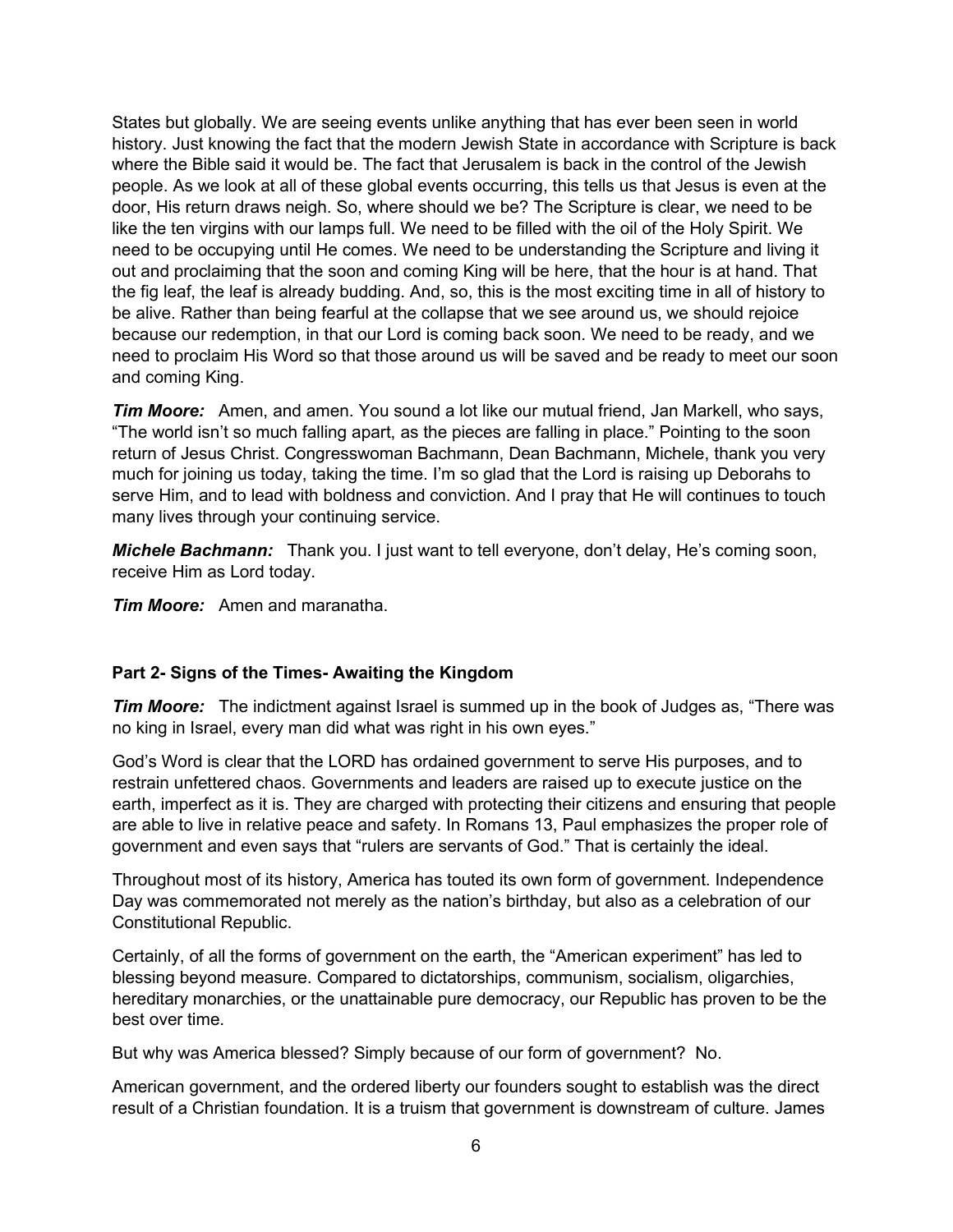States but globally. We are seeing events unlike anything that has ever been seen in world history. Just knowing the fact that the modern Jewish State in accordance with Scripture is back where the Bible said it would be. The fact that Jerusalem is back in the control of the Jewish people. As we look at all of these global events occurring, this tells us that Jesus is even at the door, His return draws neigh. So, where should we be? The Scripture is clear, we need to be like the ten virgins with our lamps full. We need to be filled with the oil of the Holy Spirit. We need to be occupying until He comes. We need to be understanding the Scripture and living it out and proclaiming that the soon and coming King will be here, that the hour is at hand. That the fig leaf, the leaf is already budding. And, so, this is the most exciting time in all of history to be alive. Rather than being fearful at the collapse that we see around us, we should rejoice because our redemption, in that our Lord is coming back soon. We need to be ready, and we need to proclaim His Word so that those around us will be saved and be ready to meet our soon and coming King.

***Tim Moore:*** Amen, and amen. You sound a lot like our mutual friend, Jan Markell, who says, "The world isn't so much falling apart, as the pieces are falling in place." Pointing to the soon return of Jesus Christ. Congresswoman Bachmann, Dean Bachmann, Michele, thank you very much for joining us today, taking the time. I'm so glad that the Lord is raising up Deborahs to serve Him, and to lead with boldness and conviction. And I pray that He will continues to touch many lives through your continuing service.

***Michele Bachmann:*** Thank you. I just want to tell everyone, don't delay, He's coming soon, receive Him as Lord today.

***Tim Moore:*** Amen and maranatha.

**Part 2- Signs of the Times- Awaiting the Kingdom**

***Tim Moore:*** The indictment against Israel is summed up in the book of Judges as, "There was no king in Israel, every man did what was right in his own eyes."

God's Word is clear that the LORD has ordained government to serve His purposes, and to restrain unfettered chaos. Governments and leaders are raised up to execute justice on the earth, imperfect as it is. They are charged with protecting their citizens and ensuring that people are able to live in relative peace and safety. In Romans 13, Paul emphasizes the proper role of government and even says that "rulers are servants of God." That is certainly the ideal.

Throughout most of its history, America has touted its own form of government. Independence Day was commemorated not merely as the nation's birthday, but also as a celebration of our Constitutional Republic.

Certainly, of all the forms of government on the earth, the "American experiment" has led to blessing beyond measure. Compared to dictatorships, communism, socialism, oligarchies, hereditary monarchies, or the unattainable pure democracy, our Republic has proven to be the best over time.

But why was America blessed? Simply because of our form of government? No.

American government, and the ordered liberty our founders sought to establish was the direct result of a Christian foundation. It is a truism that government is downstream of culture. James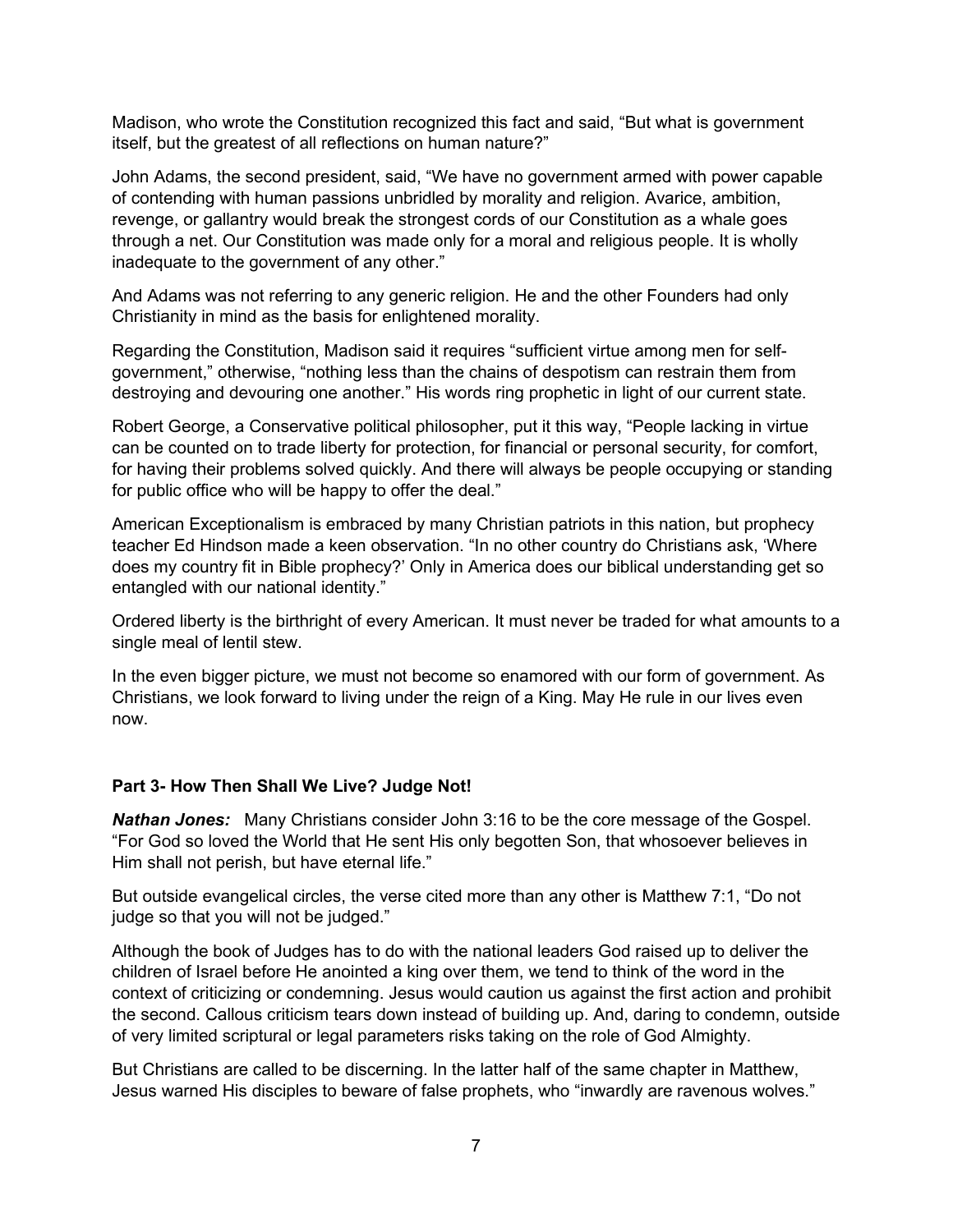Madison, who wrote the Constitution recognized this fact and said, “But what is government itself, but the greatest of all reflections on human nature?”

John Adams, the second president, said, “We have no government armed with power capable of contending with human passions unbridled by morality and religion. Avarice, ambition, revenge, or gallantry would break the strongest cords of our Constitution as a whale goes through a net. Our Constitution was made only for a moral and religious people. It is wholly inadequate to the government of any other.”

And Adams was not referring to any generic religion. He and the other Founders had only Christianity in mind as the basis for enlightened morality.

Regarding the Constitution, Madison said it requires “sufficient virtue among men for self-government,” otherwise, “nothing less than the chains of despotism can restrain them from destroying and devouring one another.” His words ring prophetic in light of our current state.

Robert George, a Conservative political philosopher, put it this way, “People lacking in virtue can be counted on to trade liberty for protection, for financial or personal security, for comfort, for having their problems solved quickly. And there will always be people occupying or standing for public office who will be happy to offer the deal.”

American Exceptionalism is embraced by many Christian patriots in this nation, but prophecy teacher Ed Hindson made a keen observation. “In no other country do Christians ask, ‘Where does my country fit in Bible prophecy?’ Only in America does our biblical understanding get so entangled with our national identity.”

Ordered liberty is the birthright of every American. It must never be traded for what amounts to a single meal of lentil stew.

In the even bigger picture, we must not become so enamored with our form of government. As Christians, we look forward to living under the reign of a King. May He rule in our lives even now.

**Part 3- How Then Shall We Live? Judge Not!**

***Nathan Jones:*** Many Christians consider John 3:16 to be the core message of the Gospel. “For God so loved the World that He sent His only begotten Son, that whosoever believes in Him shall not perish, but have eternal life.”

But outside evangelical circles, the verse cited more than any other is Matthew 7:1, “Do not judge so that you will not be judged.”

Although the book of Judges has to do with the national leaders God raised up to deliver the children of Israel before He anointed a king over them, we tend to think of the word in the context of criticizing or condemning. Jesus would caution us against the first action and prohibit the second. Callous criticism tears down instead of building up. And, daring to condemn, outside of very limited scriptural or legal parameters risks taking on the role of God Almighty.

But Christians are called to be discerning. In the latter half of the same chapter in Matthew, Jesus warned His disciples to beware of false prophets, who “inwardly are ravenous wolves.”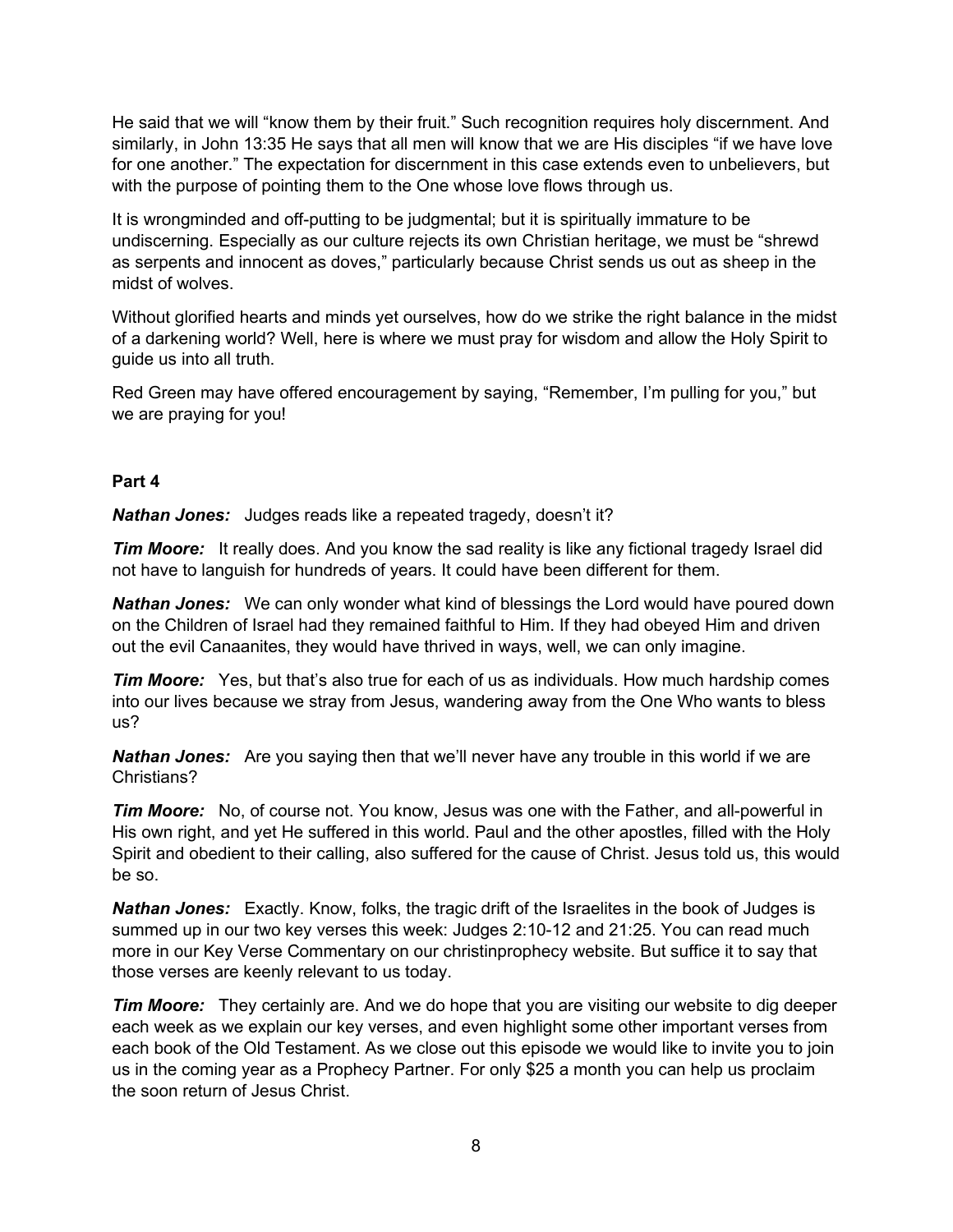He said that we will "know them by their fruit." Such recognition requires holy discernment. And similarly, in John 13:35 He says that all men will know that we are His disciples "if we have love for one another." The expectation for discernment in this case extends even to unbelievers, but with the purpose of pointing them to the One whose love flows through us.

It is wrongminded and off-putting to be judgmental; but it is spiritually immature to be undiscerning. Especially as our culture rejects its own Christian heritage, we must be "shrewd as serpents and innocent as doves," particularly because Christ sends us out as sheep in the midst of wolves.

Without glorified hearts and minds yet ourselves, how do we strike the right balance in the midst of a darkening world? Well, here is where we must pray for wisdom and allow the Holy Spirit to guide us into all truth.

Red Green may have offered encouragement by saying, "Remember, I'm pulling for you," but we are praying for you!

**Part 4**

***Nathan Jones:*** Judges reads like a repeated tragedy, doesn't it?

***Tim Moore:*** It really does. And you know the sad reality is like any fictional tragedy Israel did not have to languish for hundreds of years. It could have been different for them.

***Nathan Jones:*** We can only wonder what kind of blessings the Lord would have poured down on the Children of Israel had they remained faithful to Him. If they had obeyed Him and driven out the evil Canaanites, they would have thrived in ways, well, we can only imagine.

***Tim Moore:*** Yes, but that's also true for each of us as individuals. How much hardship comes into our lives because we stray from Jesus, wandering away from the One Who wants to bless us?

***Nathan Jones:*** Are you saying then that we'll never have any trouble in this world if we are Christians?

***Tim Moore:*** No, of course not. You know, Jesus was one with the Father, and all-powerful in His own right, and yet He suffered in this world. Paul and the other apostles, filled with the Holy Spirit and obedient to their calling, also suffered for the cause of Christ. Jesus told us, this would be so.

***Nathan Jones:*** Exactly. Know, folks, the tragic drift of the Israelites in the book of Judges is summed up in our two key verses this week: Judges 2:10-12 and 21:25. You can read much more in our Key Verse Commentary on our christinprophecy website. But suffice it to say that those verses are keenly relevant to us today.

***Tim Moore:*** They certainly are. And we do hope that you are visiting our website to dig deeper each week as we explain our key verses, and even highlight some other important verses from each book of the Old Testament. As we close out this episode we would like to invite you to join us in the coming year as a Prophecy Partner. For only $25 a month you can help us proclaim the soon return of Jesus Christ.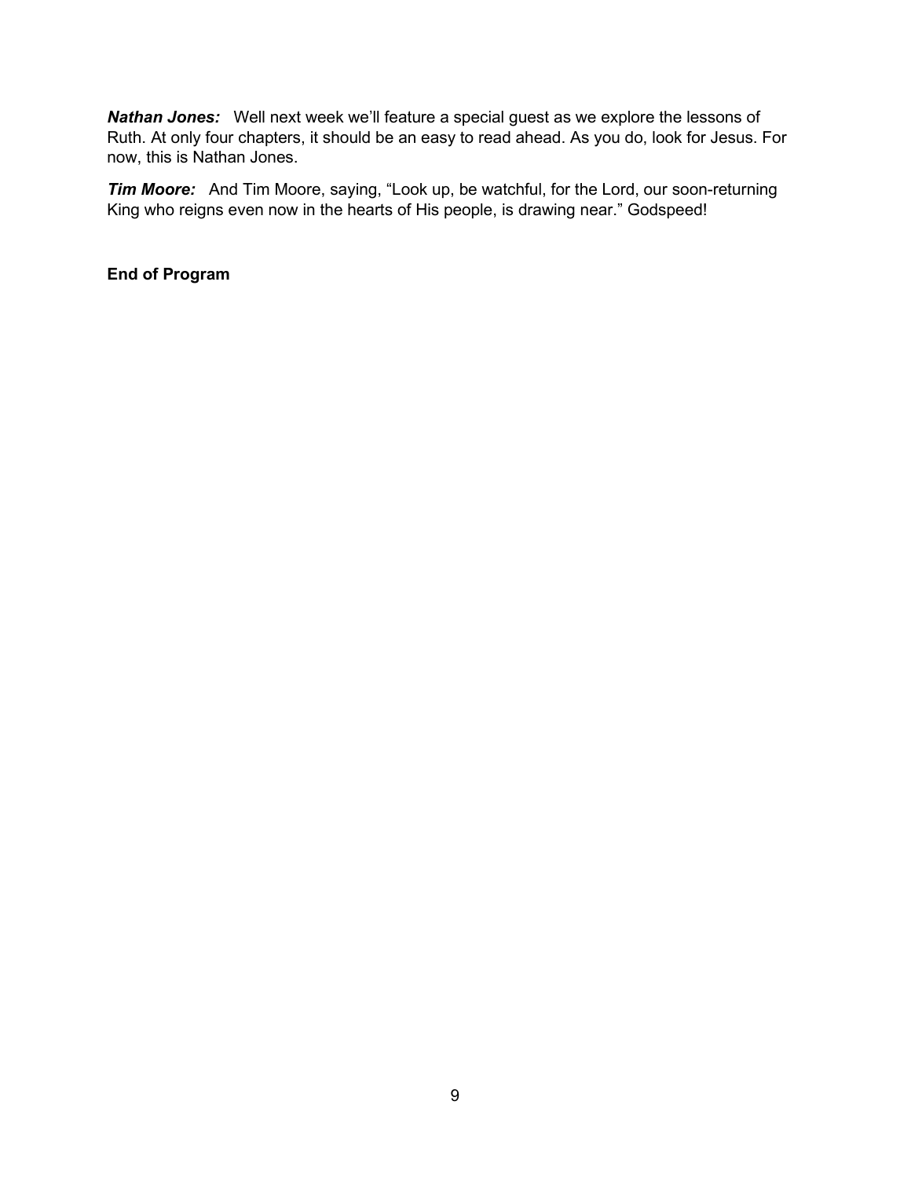***Nathan Jones:*** Well next week we'll feature a special guest as we explore the lessons of Ruth. At only four chapters, it should be an easy to read ahead. As you do, look for Jesus. For now, this is Nathan Jones.

***Tim Moore:*** And Tim Moore, saying, "Look up, be watchful, for the Lord, our soon-returning King who reigns even now in the hearts of His people, is drawing near." Godspeed!

**End of Program**